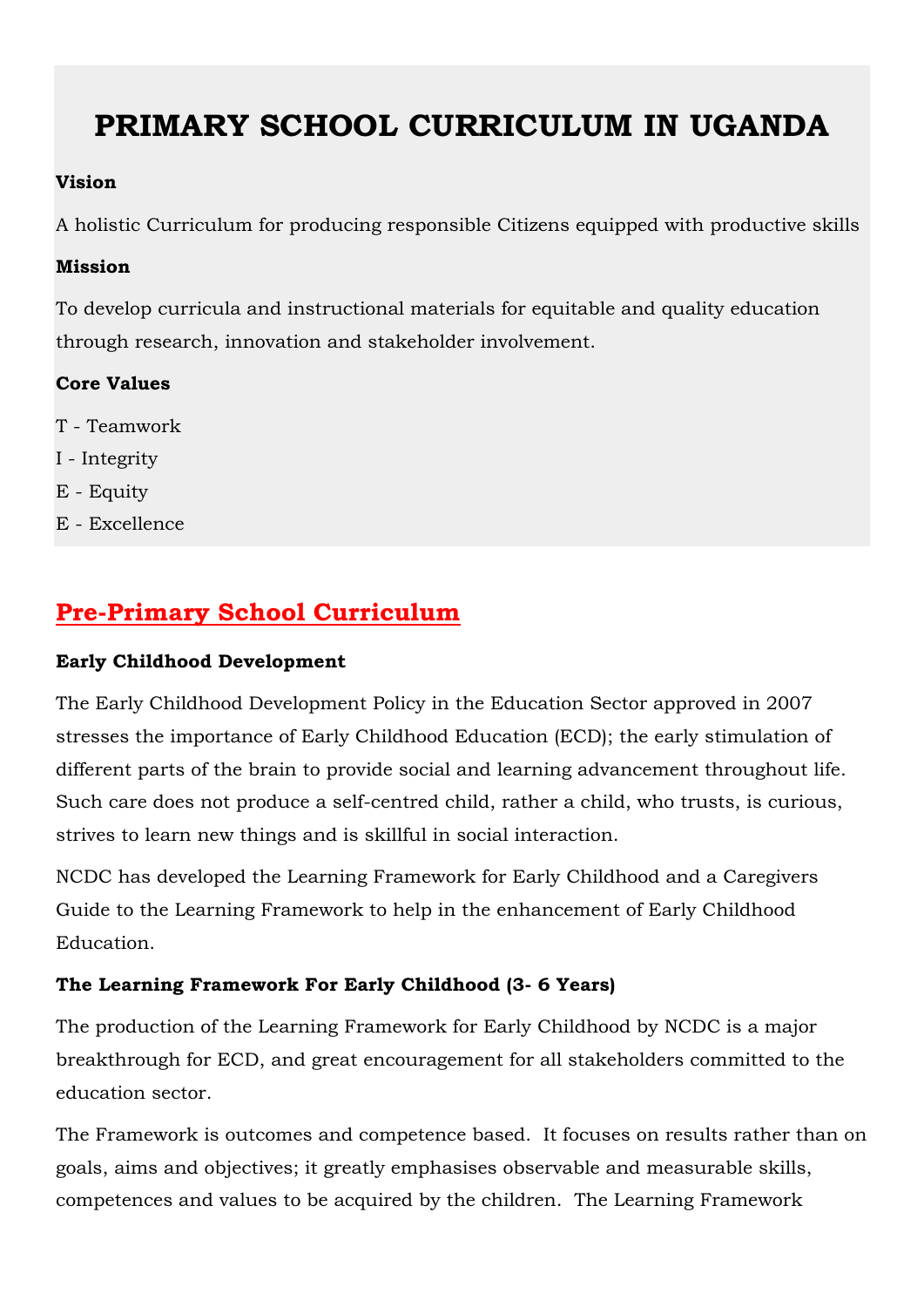# PRIMARY SCHOOL CURRICULUM IN UGANDA

**Vision**

A holistic Curriculum for producing responsible Citizens equipped with productive skills

**Mission**

To develop curricula and instructional materials for equitable and quality education through research, innovation and stakeholder involvement.

**Core Values**

T - Teamwork

I - Integrity

E - Equity

E - Excellence

## Pre-Primary School Curriculum

### Early Childhood Development

The Early Childhood Development Policy in the Education Sector approved in 2007 stresses the importance of Early Childhood Education (ECD); the early stimulation of different parts of the brain to provide social and learning advancement throughout life. Such care does not produce a self-centred child, rather a child, who trusts, is curious, strives to learn new things and is skillful in social interaction.

NCDC has developed the Learning Framework for Early Childhood and a Caregivers Guide to the Learning Framework to help in the enhancement of Early Childhood Education.

### The Learning Framework For Early Childhood (3- 6 Years)

The production of the Learning Framework for Early Childhood by NCDC is a major breakthrough for ECD, and great encouragement for all stakeholders committed to the education sector.

The Framework is outcomes and competence based. It focuses on results rather than on goals, aims and objectives; it greatly emphasises observable and measurable skills, competences and values to be acquired by the children. The Learning Framework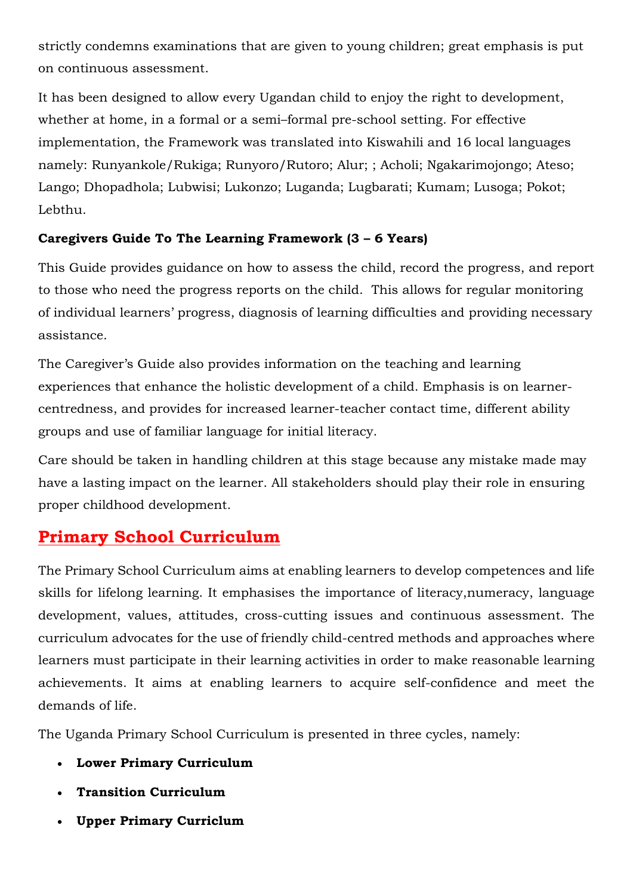strictly condemns examinations that are given to young children; great emphasis is put on continuous assessment.

It has been designed to allow every Ugandan child to enjoy the right to development, whether at home, in a formal or a semi–formal pre-school setting. For effective implementation, the Framework was translated into Kiswahili and 16 local languages namely: Runyankole/Rukiga; Runyoro/Rutoro; Alur; ; Acholi; Ngakarimojongo; Ateso; Lango; Dhopadhola; Lubwisi; Lukonzo; Luganda; Lugbarati; Kumam; Lusoga; Pokot; Lebthu.

**Caregivers Guide To The Learning Framework (3 – 6 Years)**

This Guide provides guidance on how to assess the child, record the progress, and report to those who need the progress reports on the child. This allows for regular monitoring of individual learners' progress, diagnosis of learning difficulties and providing necessary assistance.

The Caregiver's Guide also provides information on the teaching and learning experiences that enhance the holistic development of a child. Emphasis is on learner-centredness, and provides for increased learner-teacher contact time, different ability groups and use of familiar language for initial literacy.

Care should be taken in handling children at this stage because any mistake made may have a lasting impact on the learner. All stakeholders should play their role in ensuring proper childhood development.

## Primary School Curriculum

The Primary School Curriculum aims at enabling learners to develop competences and life skills for lifelong learning. It emphasises the importance of literacy,numeracy, language development, values, attitudes, cross-cutting issues and continuous assessment. The curriculum advocates for the use of friendly child-centred methods and approaches where learners must participate in their learning activities in order to make reasonable learning achievements. It aims at enabling learners to acquire self-confidence and meet the demands of life.

The Uganda Primary School Curriculum is presented in three cycles, namely:

- **Lower Primary Curriculum**
- **Transition Curriculum**
- **Upper Primary Curriclum**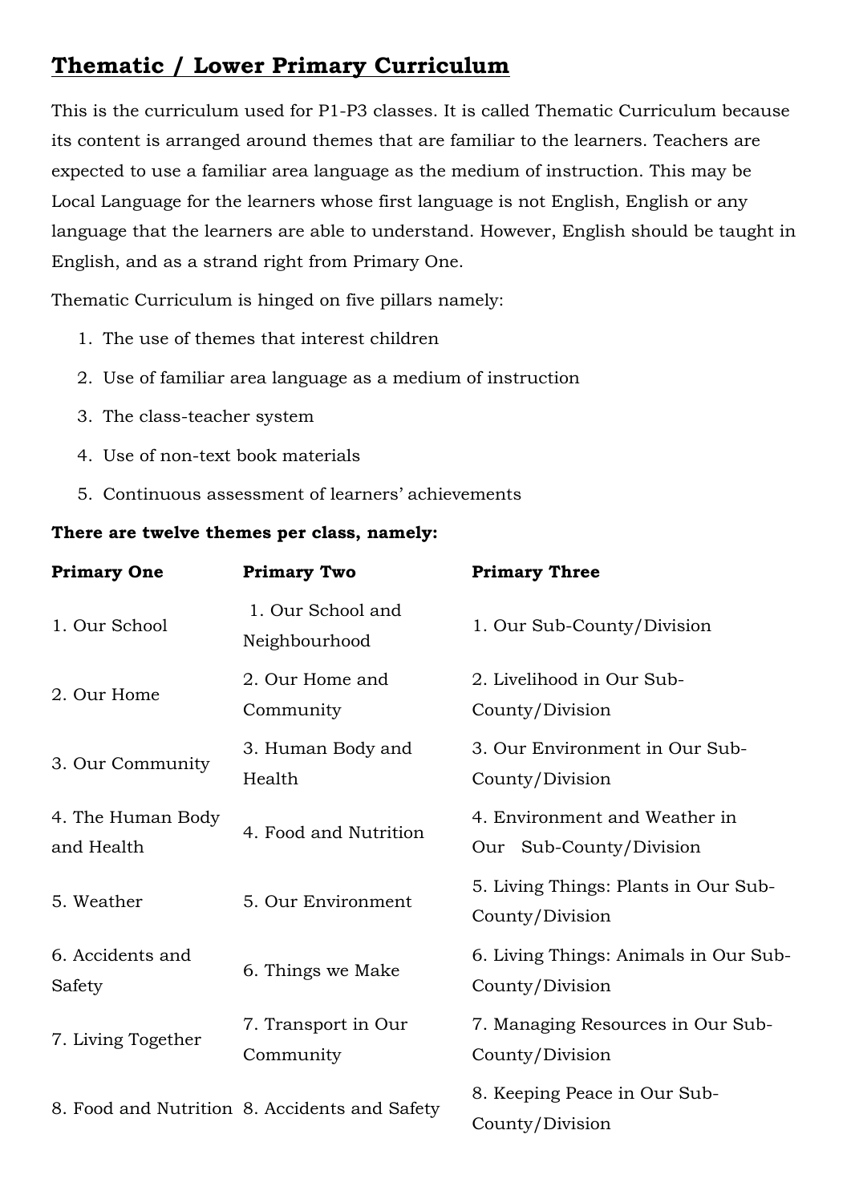## Thematic / Lower Primary Curriculum

This is the curriculum used for P1-P3 classes. It is called Thematic Curriculum because its content is arranged around themes that are familiar to the learners. Teachers are expected to use a familiar area language as the medium of instruction. This may be Local Language for the learners whose first language is not English, English or any language that the learners are able to understand. However, English should be taught in English, and as a strand right from Primary One.

Thematic Curriculum is hinged on five pillars namely:

1. The use of themes that interest children
2. Use of familiar area language as a medium of instruction
3. The class-teacher system
4. Use of non-text book materials
5. Continuous assessment of learners' achievements

**There are twelve themes per class, namely:**

| **Primary One** | **Primary Two** | **Primary Three** |
|---|---|---|
| 1. Our School | 1. Our School and Neighbourhood | 1. Our Sub-County/Division |
| 2. Our Home | 2. Our Home and Community | 2. Livelihood in Our Sub-County/Division |
| 3. Our Community | 3. Human Body and Health | 3. Our Environment in Our Sub-County/Division |
| 4. The Human Body and Health | 4. Food and Nutrition | 4. Environment and Weather in Our Sub-County/Division |
| 5. Weather | 5. Our Environment | 5. Living Things: Plants in Our Sub-County/Division |
| 6. Accidents and Safety | 6. Things we Make | 6. Living Things: Animals in Our Sub-County/Division |
| 7. Living Together | 7. Transport in Our Community | 7. Managing Resources in Our Sub-County/Division |
| 8. Food and Nutrition | 8. Accidents and Safety | 8. Keeping Peace in Our Sub-County/Division |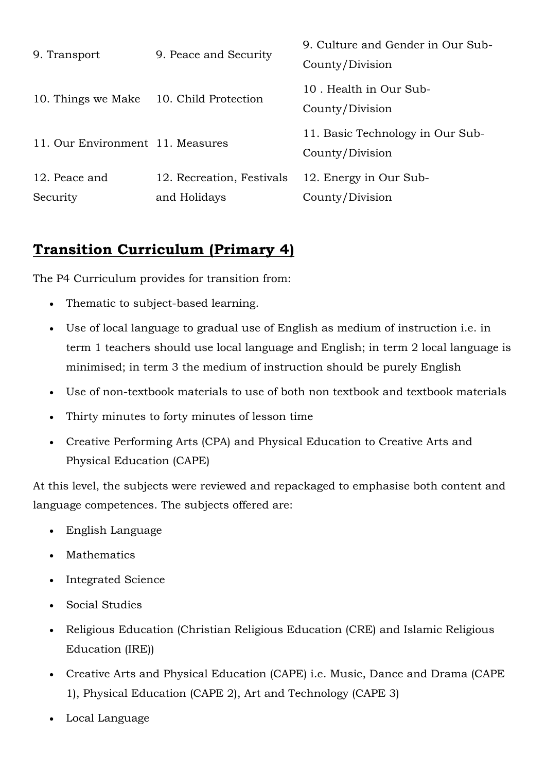| | | |
|---|---|---|
| 9. Transport | 9. Peace and Security | 9. Culture and Gender in Our Sub-County/Division |
| 10. Things we Make | 10. Child Protection | 10 . Health in Our Sub-County/Division |
| 11. Our Environment | 11. Measures | 11. Basic Technology in Our Sub-County/Division |
| 12. Peace and Security | 12. Recreation, Festivals and Holidays | 12. Energy in Our Sub-County/Division |

## **Transition Curriculum (Primary 4)**

The P4 Curriculum provides for transition from:

- Thematic to subject-based learning.
- Use of local language to gradual use of English as medium of instruction i.e. in term 1 teachers should use local language and English; in term 2 local language is minimised; in term 3 the medium of instruction should be purely English
- Use of non-textbook materials to use of both non textbook and textbook materials
- Thirty minutes to forty minutes of lesson time
- Creative Performing Arts (CPA) and Physical Education to Creative Arts and Physical Education (CAPE)

At this level, the subjects were reviewed and repackaged to emphasise both content and language competences. The subjects offered are:

- English Language
- Mathematics
- Integrated Science
- Social Studies
- Religious Education (Christian Religious Education (CRE) and Islamic Religious Education (IRE))
- Creative Arts and Physical Education (CAPE) i.e. Music, Dance and Drama (CAPE 1), Physical Education (CAPE 2), Art and Technology (CAPE 3)
- Local Language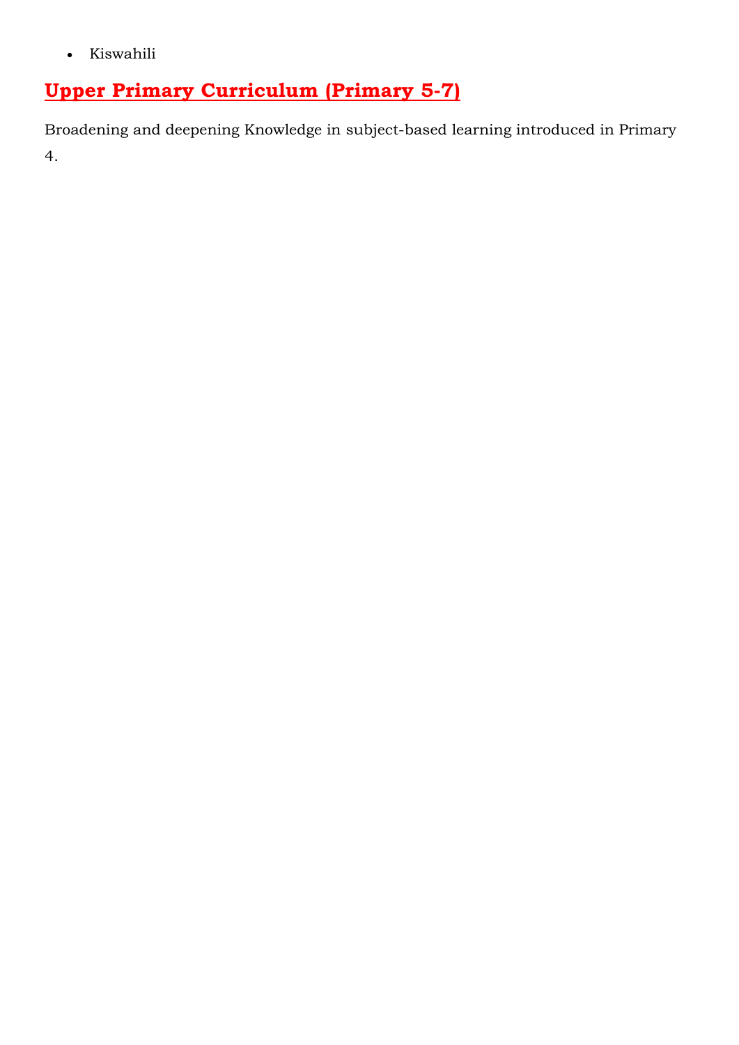- Kiswahili

## Upper Primary Curriculum (Primary 5-7)

Broadening and deepening Knowledge in subject-based learning introduced in Primary 4.